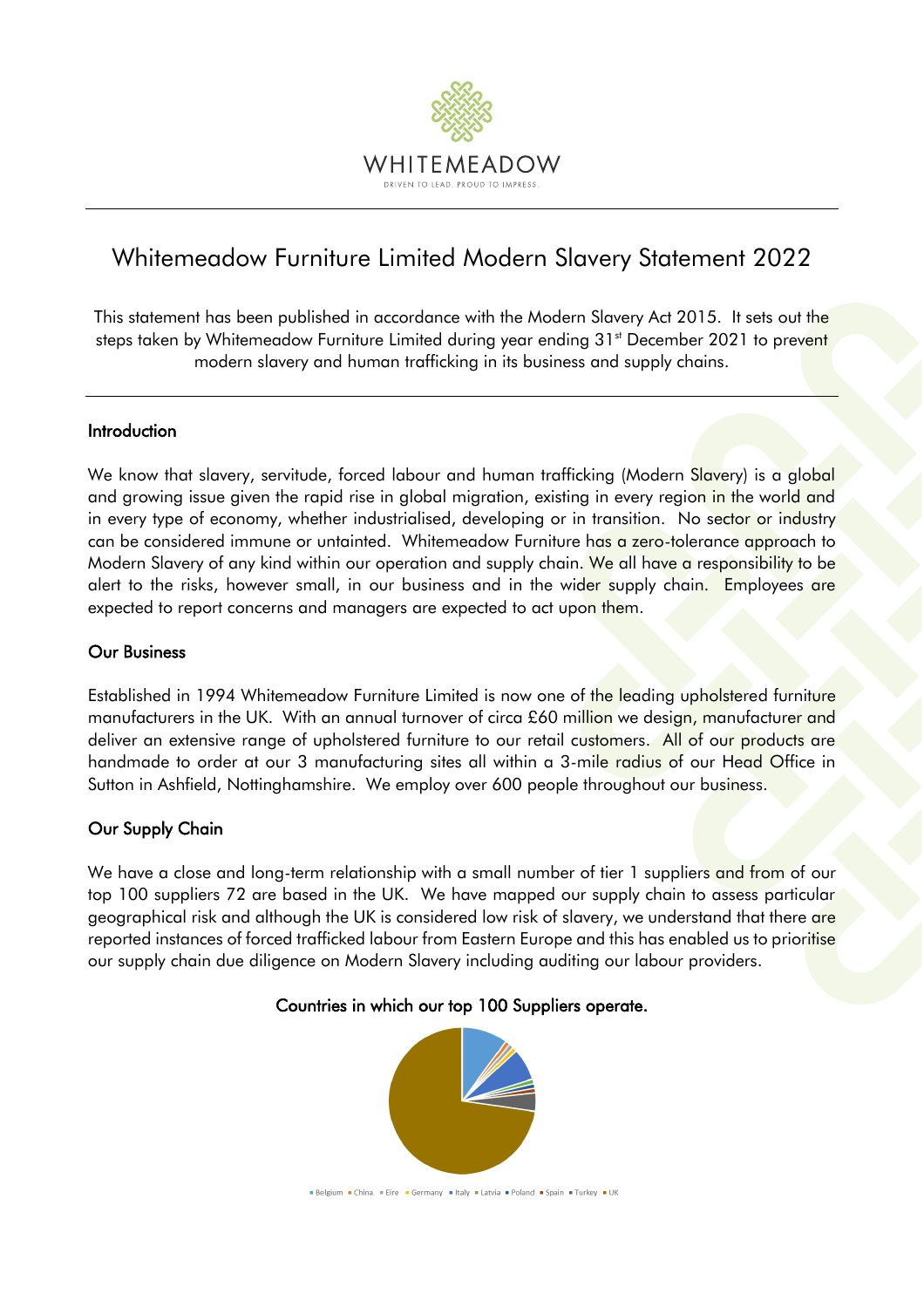WHITEMEADOW

DRIVEN TO LEAD. PROUD TO IMPRESS.

# Whitemeadow Furniture Limited Modern Slavery Statement 2022

This statement has been published in accordance with the Modern Slavery Act 2015. It sets out the steps taken by Whitemeadow Furniture Limited during year ending 31st December 2021 to prevent modern slavery and human trafficking in its business and supply chains.

## Introduction

We know that slavery, servitude, forced labour and human trafficking (Modern Slavery) is a global and growing issue given the rapid rise in global migration, existing in every region in the world and in every type of economy, whether industrialised, developing or in transition. No sector or industry can be considered immune or untainted. Whitemeadow Furniture has a zero-tolerance approach to Modern Slavery of any kind within our operation and supply chain. We all have a responsibility to be alert to the risks, however small, in our business and in the wider supply chain. Employees are expected to report concerns and managers are expected to act upon them.

## Our Business

Established in 1994 Whitemeadow Furniture Limited is now one of the leading upholstered furniture manufacturers in the UK. With an annual turnover of circa £60 million we design, manufacturer and deliver an extensive range of upholstered furniture to our retail customers. All of our products are handmade to order at our 3 manufacturing sites all within a 3-mile radius of our Head Office in Sutton in Ashfield, Nottinghamshire. We employ over 600 people throughout our business.

## Our Supply Chain

We have a close and long-term relationship with a small number of tier 1 suppliers and from of our top 100 suppliers 72 are based in the UK. We have mapped our supply chain to assess particular geographical risk and although the UK is considered low risk of slavery, we understand that there are reported instances of forced trafficked labour from Eastern Europe and this has enabled us to prioritise our supply chain due diligence on Modern Slavery including auditing our labour providers.

Countries in which our top 100 Suppliers operate.

Belgium, China, Eire, Germany, Italy, Latvia, Poland, Spain, Turkey, UK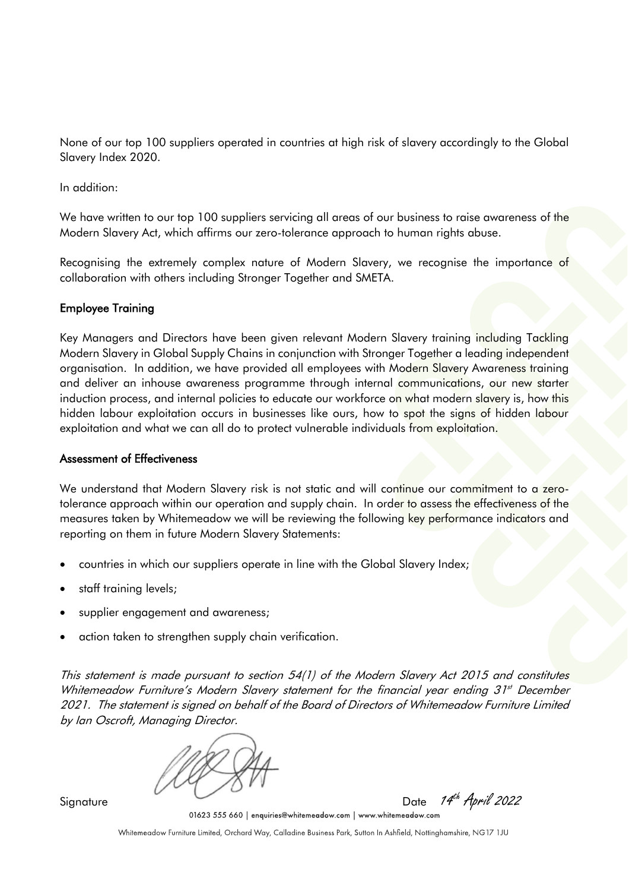None of our top 100 suppliers operated in countries at high risk of slavery accordingly to the Global Slavery Index 2020.

In addition:

We have written to our top 100 suppliers servicing all areas of our business to raise awareness of the Modern Slavery Act, which affirms our zero-tolerance approach to human rights abuse.

Recognising the extremely complex nature of Modern Slavery, we recognise the importance of collaboration with others including Stronger Together and SMETA.

## Employee Training

Key Managers and Directors have been given relevant Modern Slavery training including Tackling Modern Slavery in Global Supply Chains in conjunction with Stronger Together a leading independent organisation. In addition, we have provided all employees with Modern Slavery Awareness training and deliver an inhouse awareness programme through internal communications, our new starter induction process, and internal policies to educate our workforce on what modern slavery is, how this hidden labour exploitation occurs in businesses like ours, how to spot the signs of hidden labour exploitation and what we can all do to protect vulnerable individuals from exploitation.

## Assessment of Effectiveness

We understand that Modern Slavery risk is not static and will continue our commitment to a zero-tolerance approach within our operation and supply chain. In order to assess the effectiveness of the measures taken by Whitemeadow we will be reviewing the following key performance indicators and reporting on them in future Modern Slavery Statements:

- countries in which our suppliers operate in line with the Global Slavery Index;
- staff training levels;
- supplier engagement and awareness;
- action taken to strengthen supply chain verification.

*This statement is made pursuant to section 54(1) of the Modern Slavery Act 2015 and constitutes Whitemeadow Furniture's Modern Slavery statement for the financial year ending 31st December 2021. The statement is signed on behalf of the Board of Directors of Whitemeadow Furniture Limited by Ian Oscroft, Managing Director.*

Signature                                                            Date *14th April 2022*

01623 555 660 | enquiries@whitemeadow.com | www.whitemeadow.com

Whitemeadow Furniture Limited, Orchard Way, Calladine Business Park, Sutton In Ashfield, Nottinghamshire, NG17 1JU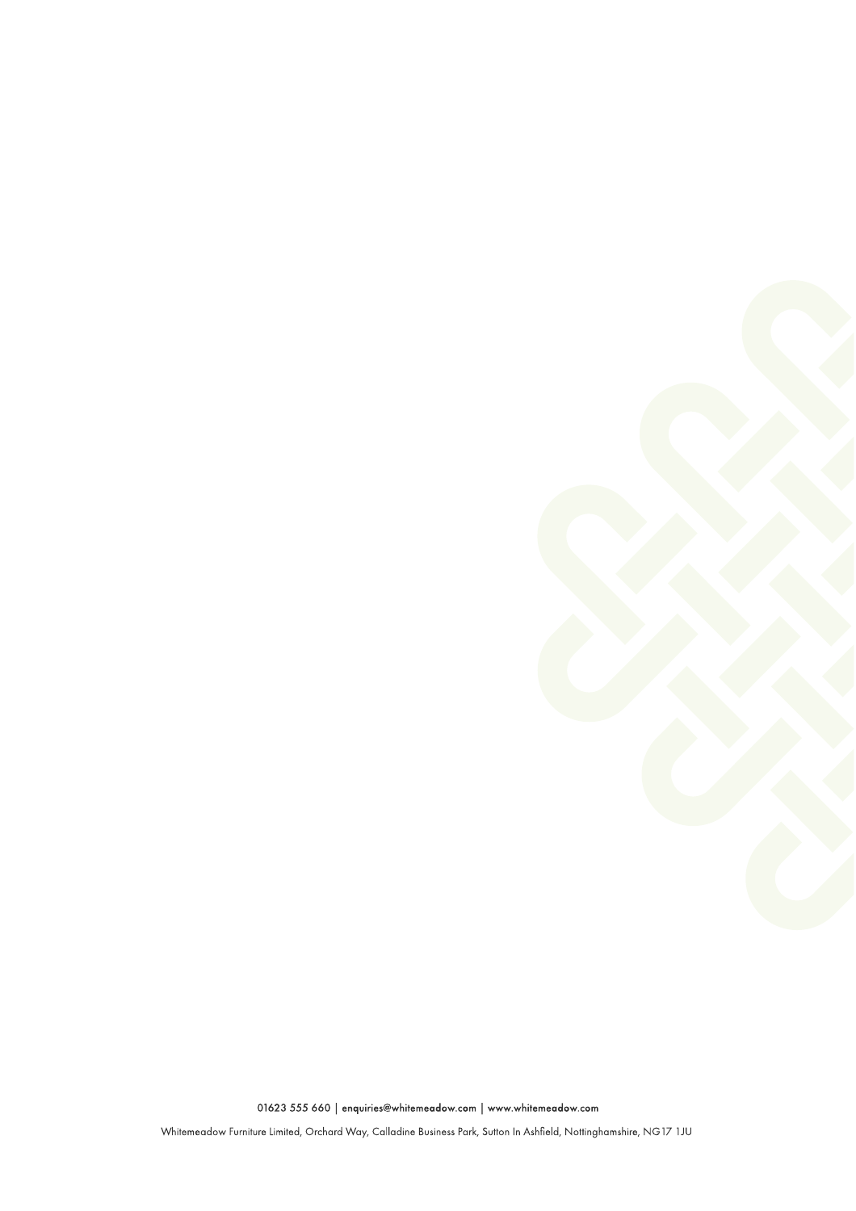01623 555 660 | enquiries@whitemeadow.com | www.whitemeadow.com

Whitemeadow Furniture Limited, Orchard Way, Calladine Business Park, Sutton In Ashfield, Nottinghamshire, NG17 1JU